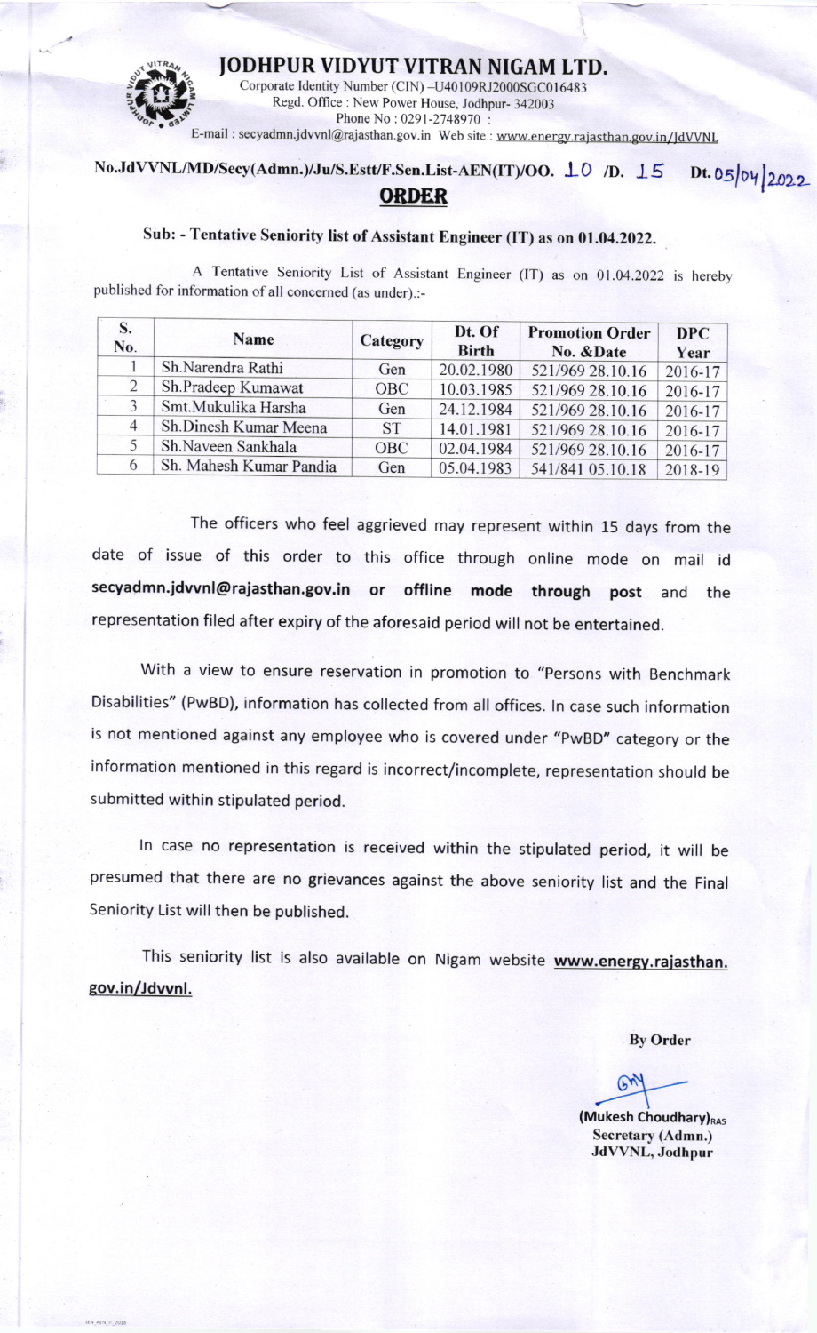# JODHPUR VIDYUT VITRAN NIGAM LTD.

Corporate Identity Number (CIN) –U40109RJ2000SGC016483
Regd. Office : New Power House, Jodhpur- 342003
Phone No : 0291-2748970 :
E-mail : secyadmn.jdvvnl@rajasthan.gov.in Web site : www.energy.rajasthan.gov.in/JdVVNL

**No.JdVVNL/MD/Secy(Admn.)/Ju/S.Estt/F.Sen.List-AEN(IT)/OO. 10 /D. 15   Dt. 05/04/2022**

## ORDER

**Sub: - Tentative Seniority list of Assistant Engineer (IT) as on 01.04.2022.**

A Tentative Seniority List of Assistant Engineer (IT) as on 01.04.2022 is hereby published for information of all concerned (as under).:-

| S. No. | Name | Category | Dt. Of Birth | Promotion Order No. &Date | DPC Year |
|---|---|---|---|---|---|
| 1 | Sh.Narendra Rathi | Gen | 20.02.1980 | 521/969 28.10.16 | 2016-17 |
| 2 | Sh.Pradeep Kumawat | OBC | 10.03.1985 | 521/969 28.10.16 | 2016-17 |
| 3 | Smt.Mukulika Harsha | Gen | 24.12.1984 | 521/969 28.10.16 | 2016-17 |
| 4 | Sh.Dinesh Kumar Meena | ST | 14.01.1981 | 521/969 28.10.16 | 2016-17 |
| 5 | Sh.Naveen Sankhala | OBC | 02.04.1984 | 521/969 28.10.16 | 2016-17 |
| 6 | Sh. Mahesh Kumar Pandia | Gen | 05.04.1983 | 541/841 05.10.18 | 2018-19 |

The officers who feel aggrieved may represent within 15 days from the date of issue of this order to this office through online mode on mail id **secyadmn.jdvvnl@rajasthan.gov.in or offline mode through post** and the representation filed after expiry of the aforesaid period will not be entertained.

With a view to ensure reservation in promotion to "Persons with Benchmark Disabilities" (PwBD), information has collected from all offices. In case such information is not mentioned against any employee who is covered under "PwBD" category or the information mentioned in this regard is incorrect/incomplete, representation should be submitted within stipulated period.

In case no representation is received within the stipulated period, it will be presumed that there are no grievances against the above seniority list and the Final Seniority List will then be published.

This seniority list is also available on Nigam website **www.energy.rajasthan.gov.in/Jdvvnl.**

**By Order**

**(Mukesh Choudhary)RAS**
**Secretary (Admn.)**
**JdVVNL, Jodhpur**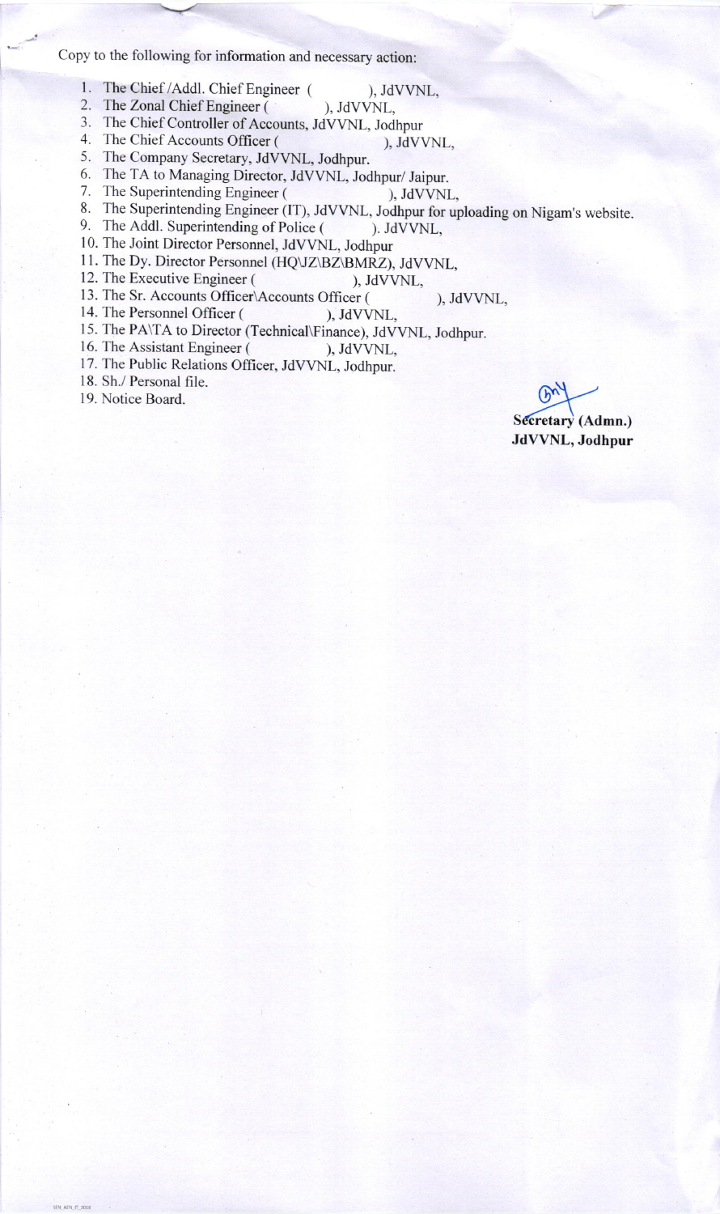Copy to the following for information and necessary action:

1. The Chief /Addl. Chief Engineer (            ), JdVVNL,
2. The Zonal Chief Engineer (            ), JdVVNL,
3. The Chief Controller of Accounts, JdVVNL, Jodhpur
4. The Chief Accounts Officer (                    ), JdVVNL,
5. The Company Secretary, JdVVNL, Jodhpur.
6. The TA to Managing Director, JdVVNL, Jodhpur/ Jaipur.
7. The Superintending Engineer (                    ), JdVVNL,
8. The Superintending Engineer (IT), JdVVNL, Jodhpur for uploading on Nigam's website.
9. The Addl. Superintending of Police (            ). JdVVNL,
10. The Joint Director Personnel, JdVVNL, Jodhpur
11. The Dy. Director Personnel (HQ\JZ\BZ\BMRZ), JdVVNL,
12. The Executive Engineer (                    ), JdVVNL,
13. The Sr. Accounts Officer\Accounts Officer (                    ), JdVVNL,
14. The Personnel Officer (                    ), JdVVNL,
15. The PA\TA to Director (Technical\Finance), JdVVNL, Jodhpur.
16. The Assistant Engineer (                    ), JdVVNL,
17. The Public Relations Officer, JdVVNL, Jodhpur.
18. Sh./ Personal file.
19. Notice Board.

**Secretary (Admn.)**
**JdVVNL, Jodhpur**